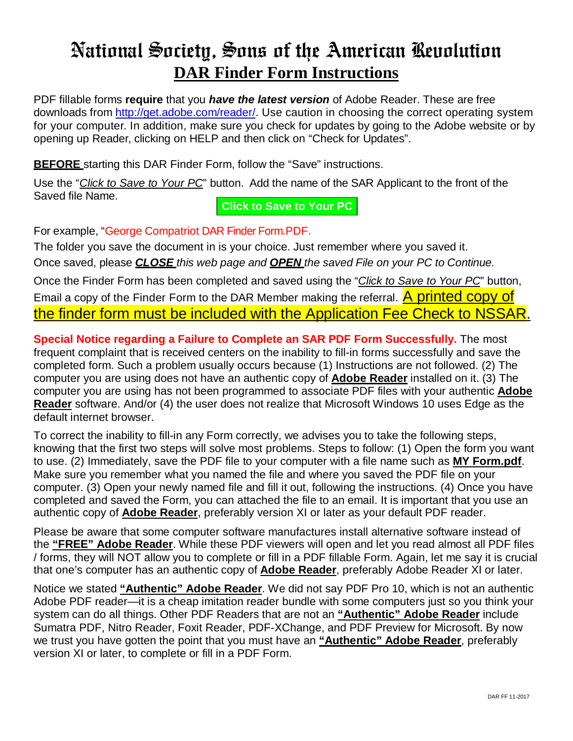# National Society, Sons of the American Revolution

## DAR Finder Form Instructions

PDF fillable forms **require** that you ***have the latest version*** of Adobe Reader. These are free downloads from http://get.adobe.com/reader/. Use caution in choosing the correct operating system for your computer. In addition, make sure you check for updates by going to the Adobe website or by opening up Reader, clicking on HELP and then click on "Check for Updates".

**BEFORE** starting this DAR Finder Form, follow the "Save" instructions.

Use the "*Click to Save to Your PC*" button. Add the name of the SAR Applicant to the front of the Saved file Name.

**Click to Save to Your PC**

For example, "George Compatriot DAR Finder Form.PDF.

The folder you save the document in is your choice. Just remember where you saved it.

Once saved, please ***CLOSE*** *this web page and* ***OPEN*** *the saved File on your PC to Continue.*

Once the Finder Form has been completed and saved using the "*Click to Save to Your PC*" button, Email a copy of the Finder Form to the DAR Member making the referral. A printed copy of the finder form must be included with the Application Fee Check to NSSAR.

**Special Notice regarding a Failure to Complete an SAR PDF Form Successfully.** The most frequent complaint that is received centers on the inability to fill-in forms successfully and save the completed form. Such a problem usually occurs because (1) Instructions are not followed. (2) The computer you are using does not have an authentic copy of **Adobe Reader** installed on it. (3) The computer you are using has not been programmed to associate PDF files with your authentic **Adobe Reader** software. And/or (4) the user does not realize that Microsoft Windows 10 uses Edge as the default internet browser.

To correct the inability to fill-in any Form correctly, we advises you to take the following steps, knowing that the first two steps will solve most problems. Steps to follow: (1) Open the form you want to use. (2) Immediately, save the PDF file to your computer with a file name such as **MY Form.pdf**. Make sure you remember what you named the file and where you saved the PDF file on your computer. (3) Open your newly named file and fill it out, following the instructions. (4) Once you have completed and saved the Form, you can attached the file to an email. It is important that you use an authentic copy of **Adobe Reader**, preferably version XI or later as your default PDF reader.

Please be aware that some computer software manufactures install alternative software instead of the **"FREE" Adobe Reader**. While these PDF viewers will open and let you read almost all PDF files / forms, they will NOT allow you to complete or fill in a PDF fillable Form. Again, let me say it is crucial that one's computer has an authentic copy of **Adobe Reader**, preferably Adobe Reader XI or later.

Notice we stated **"Authentic" Adobe Reader**. We did not say PDF Pro 10, which is not an authentic Adobe PDF reader—it is a cheap imitation reader bundle with some computers just so you think your system can do all things. Other PDF Readers that are not an **"Authentic" Adobe Reader** include Sumatra PDF, Nitro Reader, Foxit Reader, PDF-XChange, and PDF Preview for Microsoft. By now we trust you have gotten the point that you must have an **"Authentic" Adobe Reader**, preferably version XI or later, to complete or fill in a PDF Form.

DAR FF 11-2017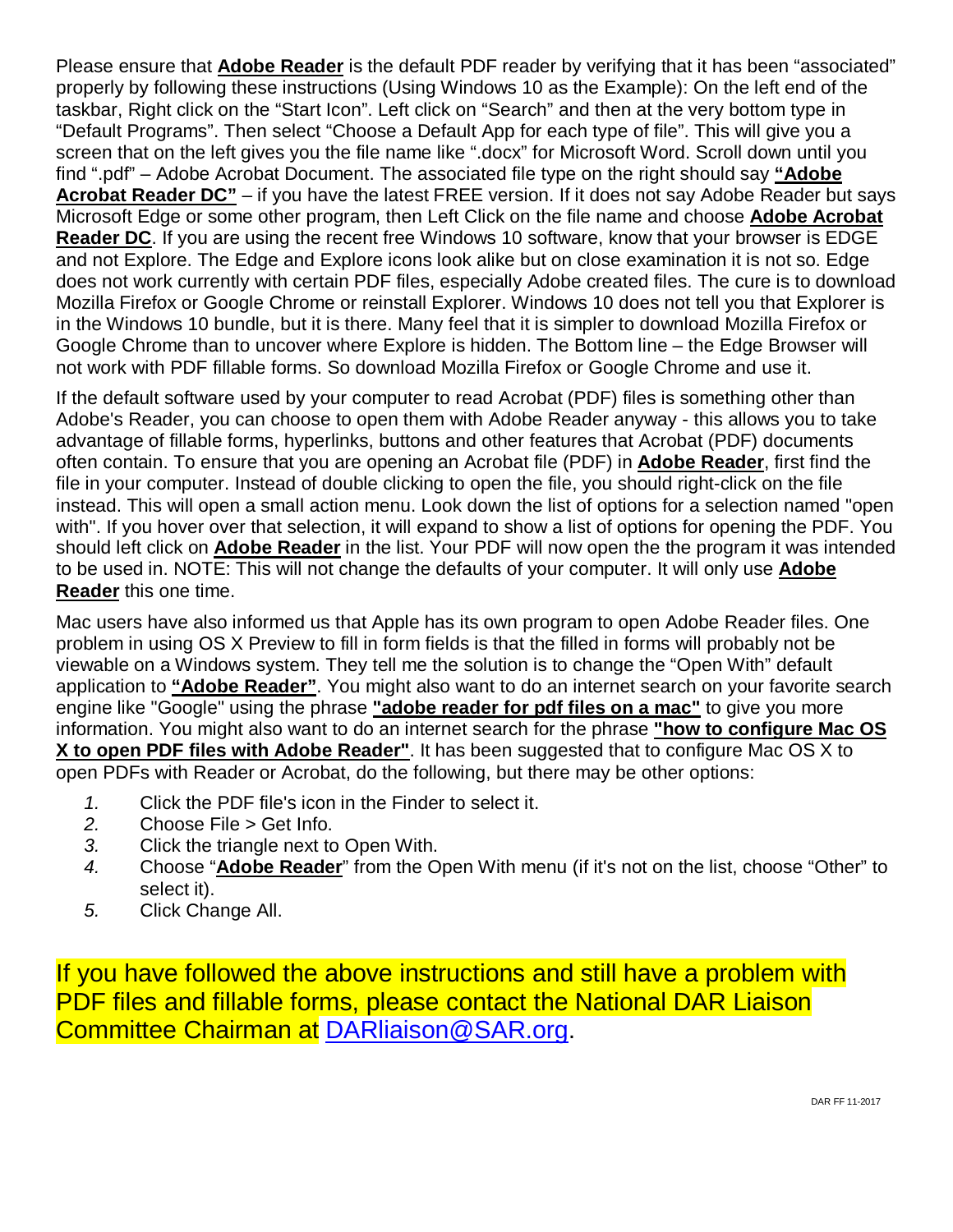Please ensure that **Adobe Reader** is the default PDF reader by verifying that it has been "associated" properly by following these instructions (Using Windows 10 as the Example): On the left end of the taskbar, Right click on the "Start Icon". Left click on "Search" and then at the very bottom type in "Default Programs". Then select "Choose a Default App for each type of file". This will give you a screen that on the left gives you the file name like ".docx" for Microsoft Word. Scroll down until you find ".pdf" – Adobe Acrobat Document. The associated file type on the right should say **"Adobe Acrobat Reader DC"** – if you have the latest FREE version. If it does not say Adobe Reader but says Microsoft Edge or some other program, then Left Click on the file name and choose **Adobe Acrobat Reader DC**. If you are using the recent free Windows 10 software, know that your browser is EDGE and not Explore. The Edge and Explore icons look alike but on close examination it is not so. Edge does not work currently with certain PDF files, especially Adobe created files. The cure is to download Mozilla Firefox or Google Chrome or reinstall Explorer. Windows 10 does not tell you that Explorer is in the Windows 10 bundle, but it is there. Many feel that it is simpler to download Mozilla Firefox or Google Chrome than to uncover where Explore is hidden. The Bottom line – the Edge Browser will not work with PDF fillable forms. So download Mozilla Firefox or Google Chrome and use it.

If the default software used by your computer to read Acrobat (PDF) files is something other than Adobe's Reader, you can choose to open them with Adobe Reader anyway - this allows you to take advantage of fillable forms, hyperlinks, buttons and other features that Acrobat (PDF) documents often contain. To ensure that you are opening an Acrobat file (PDF) in **Adobe Reader**, first find the file in your computer. Instead of double clicking to open the file, you should right-click on the file instead. This will open a small action menu. Look down the list of options for a selection named "open with". If you hover over that selection, it will expand to show a list of options for opening the PDF. You should left click on **Adobe Reader** in the list. Your PDF will now open the the program it was intended to be used in. NOTE: This will not change the defaults of your computer. It will only use **Adobe Reader** this one time.

Mac users have also informed us that Apple has its own program to open Adobe Reader files. One problem in using OS X Preview to fill in form fields is that the filled in forms will probably not be viewable on a Windows system. They tell me the solution is to change the "Open With" default application to **"Adobe Reader"**. You might also want to do an internet search on your favorite search engine like "Google" using the phrase **"adobe reader for pdf files on a mac"** to give you more information. You might also want to do an internet search for the phrase **"how to configure Mac OS X to open PDF files with Adobe Reader"**. It has been suggested that to configure Mac OS X to open PDFs with Reader or Acrobat, do the following, but there may be other options:

1. Click the PDF file's icon in the Finder to select it.
2. Choose File > Get Info.
3. Click the triangle next to Open With.
4. Choose "**Adobe Reader**" from the Open With menu (if it's not on the list, choose "Other" to select it).
5. Click Change All.

If you have followed the above instructions and still have a problem with PDF files and fillable forms, please contact the National DAR Liaison Committee Chairman at DARliaison@SAR.org.

DAR FF 11-2017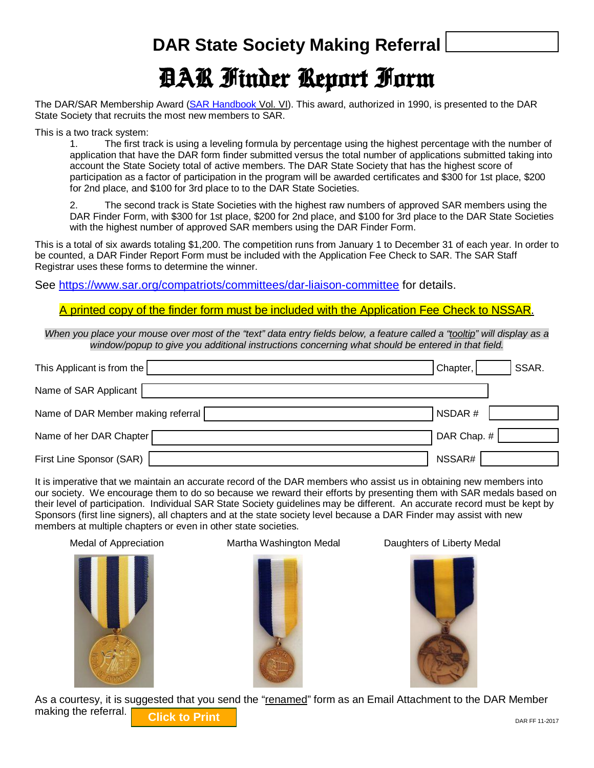# DAR State Society Making Referral

# DAR Finder Report Form

The DAR/SAR Membership Award (SAR Handbook Vol. VI). This award, authorized in 1990, is presented to the DAR State Society that recruits the most new members to SAR.

This is a two track system:

1. The first track is using a leveling formula by percentage using the highest percentage with the number of application that have the DAR form finder submitted versus the total number of applications submitted taking into account the State Society total of active members. The DAR State Society that has the highest score of participation as a factor of participation in the program will be awarded certificates and $300 for 1st place, $200 for 2nd place, and $100 for 3rd place to to the DAR State Societies.

2. The second track is State Societies with the highest raw numbers of approved SAR members using the DAR Finder Form, with $300 for 1st place, $200 for 2nd place, and $100 for 3rd place to the DAR State Societies with the highest number of approved SAR members using the DAR Finder Form.

This is a total of six awards totaling $1,200. The competition runs from January 1 to December 31 of each year. In order to be counted, a DAR Finder Report Form must be included with the Application Fee Check to SAR. The SAR Staff Registrar uses these forms to determine the winner.

See https://www.sar.org/compatriots/committees/dar-liaison-committee for details.

A printed copy of the finder form must be included with the Application Fee Check to NSSAR.

*When you place your mouse over most of the "text" data entry fields below, a feature called a "tooltip" will display as a window/popup to give you additional instructions concerning what should be entered in that field.*

This Applicant is from the ______________________ Chapter, ______ SSAR.

Name of SAR Applicant ______________________

Name of DAR Member making referral ______________________ NSDAR # ______

Name of her DAR Chapter ______________________ DAR Chap. # ______

First Line Sponsor (SAR) ______________________ NSSAR# ______

It is imperative that we maintain an accurate record of the DAR members who assist us in obtaining new members into our society. We encourage them to do so because we reward their efforts by presenting them with SAR medals based on their level of participation. Individual SAR State Society guidelines may be different. An accurate record must be kept by Sponsors (first line signers), all chapters and at the state society level because a DAR Finder may assist with new members at multiple chapters or even in other state societies.

Medal of Appreciation

Martha Washington Medal

Daughters of Liberty Medal

As a courtesy, it is suggested that you send the "renamed" form as an Email Attachment to the DAR Member making the referral.

Click to Print

DAR FF 11-2017